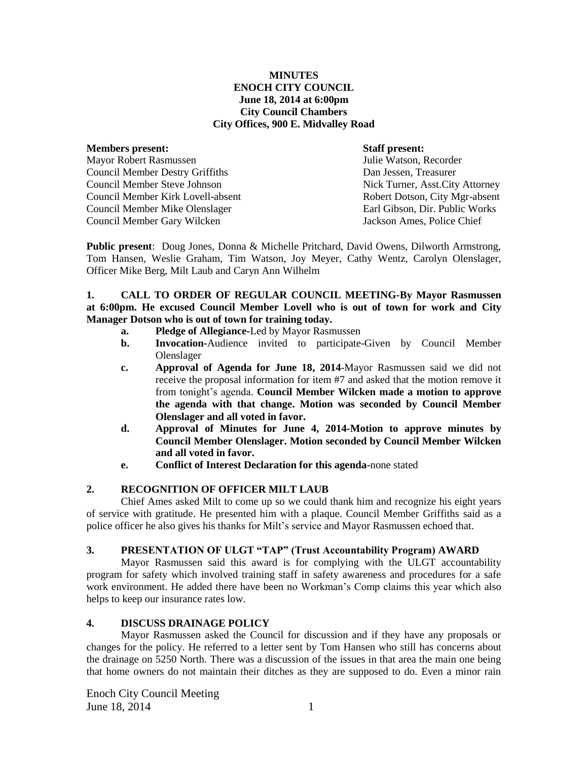**MINUTES**
**ENOCH CITY COUNCIL**
**June 18, 2014 at 6:00pm**
**City Council Chambers**
**City Offices, 900 E. Midvalley Road**

| **Members present:** | **Staff present:** |
|---|---|
| Mayor Robert Rasmussen | Julie Watson, Recorder |
| Council Member Destry Griffiths | Dan Jessen, Treasurer |
| Council Member Steve Johnson | Nick Turner, Asst.City Attorney |
| Council Member Kirk Lovell-absent | Robert Dotson, City Mgr-absent |
| Council Member Mike Olenslager | Earl Gibson, Dir. Public Works |
| Council Member Gary Wilcken | Jackson Ames, Police Chief |

**Public present**: Doug Jones, Donna & Michelle Pritchard, David Owens, Dilworth Armstrong, Tom Hansen, Weslie Graham, Tim Watson, Joy Meyer, Cathy Wentz, Carolyn Olenslager, Officer Mike Berg, Milt Laub and Caryn Ann Wilhelm

**1. CALL TO ORDER OF REGULAR COUNCIL MEETING-By Mayor Rasmussen at 6:00pm. He excused Council Member Lovell who is out of town for work and City Manager Dotson who is out of town for training today.**

- **a. Pledge of Allegiance-**Led by Mayor Rasmussen
- **b. Invocation-**Audience invited to participate-Given by Council Member Olenslager
- **c. Approval of Agenda for June 18, 2014**-Mayor Rasmussen said we did not receive the proposal information for item #7 and asked that the motion remove it from tonight's agenda. **Council Member Wilcken made a motion to approve the agenda with that change. Motion was seconded by Council Member Olenslager and all voted in favor.**
- **d. Approval of Minutes for June 4, 2014-Motion to approve minutes by Council Member Olenslager. Motion seconded by Council Member Wilcken and all voted in favor.**
- **e. Conflict of Interest Declaration for this agenda-**none stated

**2. RECOGNITION OF OFFICER MILT LAUB**

Chief Ames asked Milt to come up so we could thank him and recognize his eight years of service with gratitude. He presented him with a plaque. Council Member Griffiths said as a police officer he also gives his thanks for Milt's service and Mayor Rasmussen echoed that.

**3. PRESENTATION OF ULGT "TAP" (Trust Accountability Program) AWARD**

Mayor Rasmussen said this award is for complying with the ULGT accountability program for safety which involved training staff in safety awareness and procedures for a safe work environment. He added there have been no Workman's Comp claims this year which also helps to keep our insurance rates low.

**4. DISCUSS DRAINAGE POLICY**

Mayor Rasmussen asked the Council for discussion and if they have any proposals or changes for the policy. He referred to a letter sent by Tom Hansen who still has concerns about the drainage on 5250 North. There was a discussion of the issues in that area the main one being that home owners do not maintain their ditches as they are supposed to do. Even a minor rain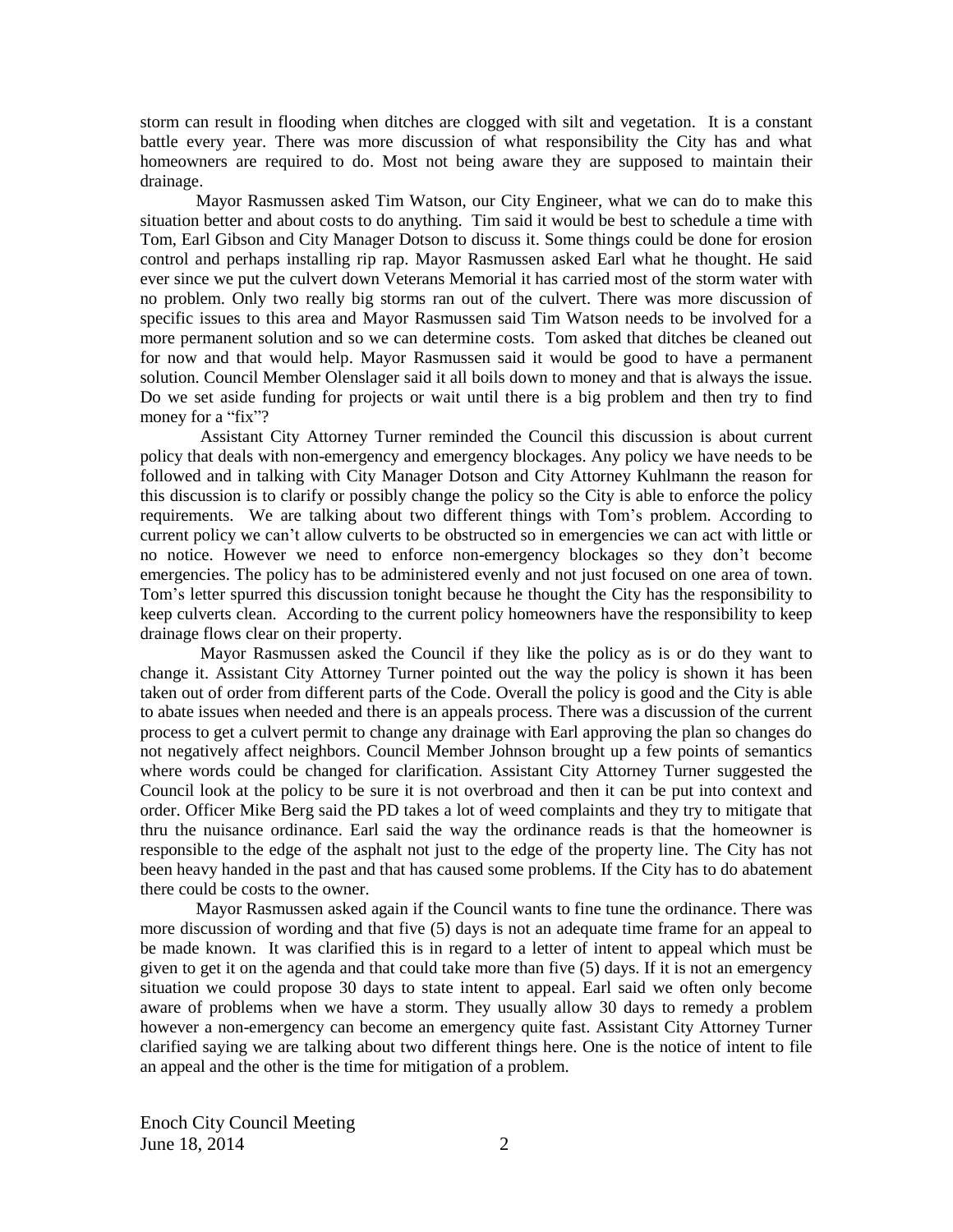storm can result in flooding when ditches are clogged with silt and vegetation. It is a constant battle every year. There was more discussion of what responsibility the City has and what homeowners are required to do. Most not being aware they are supposed to maintain their drainage.

Mayor Rasmussen asked Tim Watson, our City Engineer, what we can do to make this situation better and about costs to do anything. Tim said it would be best to schedule a time with Tom, Earl Gibson and City Manager Dotson to discuss it. Some things could be done for erosion control and perhaps installing rip rap. Mayor Rasmussen asked Earl what he thought. He said ever since we put the culvert down Veterans Memorial it has carried most of the storm water with no problem. Only two really big storms ran out of the culvert. There was more discussion of specific issues to this area and Mayor Rasmussen said Tim Watson needs to be involved for a more permanent solution and so we can determine costs. Tom asked that ditches be cleaned out for now and that would help. Mayor Rasmussen said it would be good to have a permanent solution. Council Member Olenslager said it all boils down to money and that is always the issue. Do we set aside funding for projects or wait until there is a big problem and then try to find money for a "fix"?

Assistant City Attorney Turner reminded the Council this discussion is about current policy that deals with non-emergency and emergency blockages. Any policy we have needs to be followed and in talking with City Manager Dotson and City Attorney Kuhlmann the reason for this discussion is to clarify or possibly change the policy so the City is able to enforce the policy requirements. We are talking about two different things with Tom's problem. According to current policy we can't allow culverts to be obstructed so in emergencies we can act with little or no notice. However we need to enforce non-emergency blockages so they don't become emergencies. The policy has to be administered evenly and not just focused on one area of town. Tom's letter spurred this discussion tonight because he thought the City has the responsibility to keep culverts clean. According to the current policy homeowners have the responsibility to keep drainage flows clear on their property.

Mayor Rasmussen asked the Council if they like the policy as is or do they want to change it. Assistant City Attorney Turner pointed out the way the policy is shown it has been taken out of order from different parts of the Code. Overall the policy is good and the City is able to abate issues when needed and there is an appeals process. There was a discussion of the current process to get a culvert permit to change any drainage with Earl approving the plan so changes do not negatively affect neighbors. Council Member Johnson brought up a few points of semantics where words could be changed for clarification. Assistant City Attorney Turner suggested the Council look at the policy to be sure it is not overbroad and then it can be put into context and order. Officer Mike Berg said the PD takes a lot of weed complaints and they try to mitigate that thru the nuisance ordinance. Earl said the way the ordinance reads is that the homeowner is responsible to the edge of the asphalt not just to the edge of the property line. The City has not been heavy handed in the past and that has caused some problems. If the City has to do abatement there could be costs to the owner.

Mayor Rasmussen asked again if the Council wants to fine tune the ordinance. There was more discussion of wording and that five (5) days is not an adequate time frame for an appeal to be made known. It was clarified this is in regard to a letter of intent to appeal which must be given to get it on the agenda and that could take more than five (5) days. If it is not an emergency situation we could propose 30 days to state intent to appeal. Earl said we often only become aware of problems when we have a storm. They usually allow 30 days to remedy a problem however a non-emergency can become an emergency quite fast. Assistant City Attorney Turner clarified saying we are talking about two different things here. One is the notice of intent to file an appeal and the other is the time for mitigation of a problem.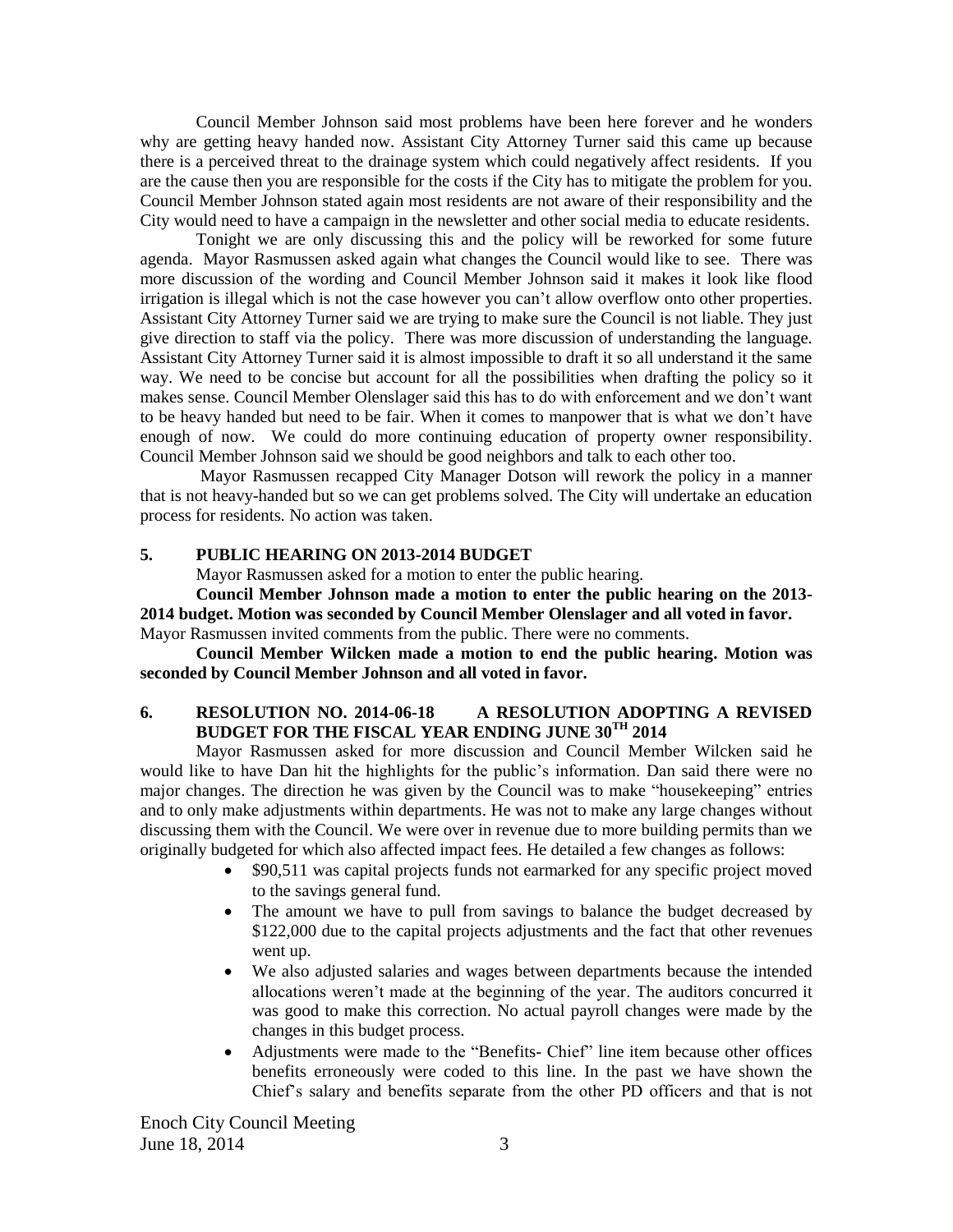Council Member Johnson said most problems have been here forever and he wonders why are getting heavy handed now. Assistant City Attorney Turner said this came up because there is a perceived threat to the drainage system which could negatively affect residents. If you are the cause then you are responsible for the costs if the City has to mitigate the problem for you. Council Member Johnson stated again most residents are not aware of their responsibility and the City would need to have a campaign in the newsletter and other social media to educate residents.

Tonight we are only discussing this and the policy will be reworked for some future agenda. Mayor Rasmussen asked again what changes the Council would like to see. There was more discussion of the wording and Council Member Johnson said it makes it look like flood irrigation is illegal which is not the case however you can't allow overflow onto other properties. Assistant City Attorney Turner said we are trying to make sure the Council is not liable. They just give direction to staff via the policy. There was more discussion of understanding the language. Assistant City Attorney Turner said it is almost impossible to draft it so all understand it the same way. We need to be concise but account for all the possibilities when drafting the policy so it makes sense. Council Member Olenslager said this has to do with enforcement and we don't want to be heavy handed but need to be fair. When it comes to manpower that is what we don't have enough of now. We could do more continuing education of property owner responsibility. Council Member Johnson said we should be good neighbors and talk to each other too.

Mayor Rasmussen recapped City Manager Dotson will rework the policy in a manner that is not heavy-handed but so we can get problems solved. The City will undertake an education process for residents. No action was taken.

## 5. PUBLIC HEARING ON 2013-2014 BUDGET

Mayor Rasmussen asked for a motion to enter the public hearing.

**Council Member Johnson made a motion to enter the public hearing on the 2013-2014 budget. Motion was seconded by Council Member Olenslager and all voted in favor.**
Mayor Rasmussen invited comments from the public. There were no comments.

**Council Member Wilcken made a motion to end the public hearing. Motion was seconded by Council Member Johnson and all voted in favor.**

## 6. RESOLUTION NO. 2014-06-18 A RESOLUTION ADOPTING A REVISED BUDGET FOR THE FISCAL YEAR ENDING JUNE 30TH 2014

Mayor Rasmussen asked for more discussion and Council Member Wilcken said he would like to have Dan hit the highlights for the public's information. Dan said there were no major changes. The direction he was given by the Council was to make "housekeeping" entries and to only make adjustments within departments. He was not to make any large changes without discussing them with the Council. We were over in revenue due to more building permits than we originally budgeted for which also affected impact fees. He detailed a few changes as follows:

- $90,511 was capital projects funds not earmarked for any specific project moved to the savings general fund.
- The amount we have to pull from savings to balance the budget decreased by $122,000 due to the capital projects adjustments and the fact that other revenues went up.
- We also adjusted salaries and wages between departments because the intended allocations weren't made at the beginning of the year. The auditors concurred it was good to make this correction. No actual payroll changes were made by the changes in this budget process.
- Adjustments were made to the "Benefits- Chief" line item because other offices benefits erroneously were coded to this line. In the past we have shown the Chief's salary and benefits separate from the other PD officers and that is not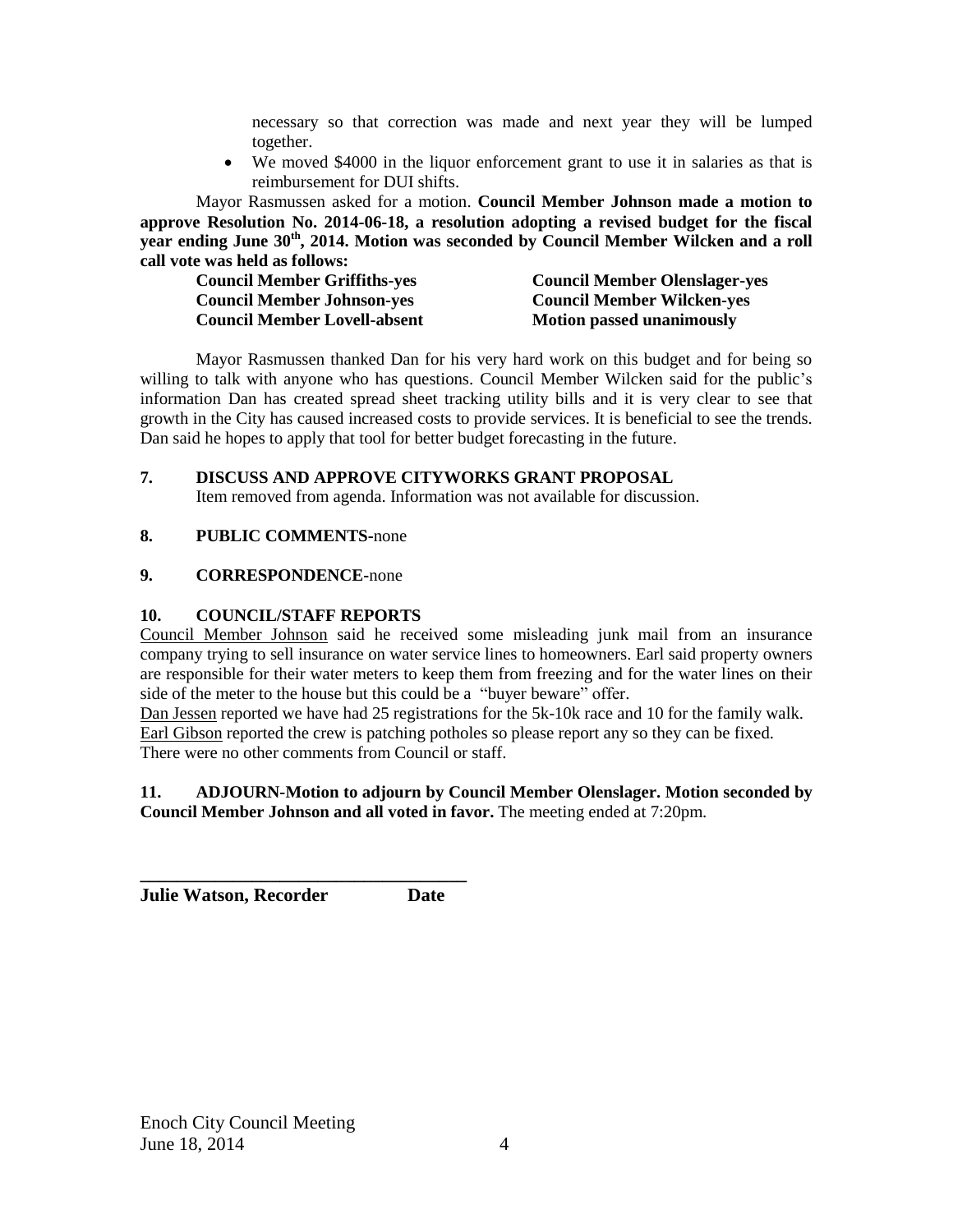necessary so that correction was made and next year they will be lumped together.

- We moved $4000 in the liquor enforcement grant to use it in salaries as that is reimbursement for DUI shifts.

Mayor Rasmussen asked for a motion. **Council Member Johnson made a motion to approve Resolution No. 2014-06-18, a resolution adopting a revised budget for the fiscal year ending June 30th, 2014. Motion was seconded by Council Member Wilcken and a roll call vote was held as follows:**

| | |
|---|---|
| **Council Member Griffiths-yes** | **Council Member Olenslager-yes** |
| **Council Member Johnson-yes** | **Council Member Wilcken-yes** |
| **Council Member Lovell-absent** | **Motion passed unanimously** |

Mayor Rasmussen thanked Dan for his very hard work on this budget and for being so willing to talk with anyone who has questions. Council Member Wilcken said for the public's information Dan has created spread sheet tracking utility bills and it is very clear to see that growth in the City has caused increased costs to provide services. It is beneficial to see the trends. Dan said he hopes to apply that tool for better budget forecasting in the future.

**7. DISCUSS AND APPROVE CITYWORKS GRANT PROPOSAL**

Item removed from agenda. Information was not available for discussion.

**8. PUBLIC COMMENTS**-none

**9. CORRESPONDENCE**-none

**10. COUNCIL/STAFF REPORTS**

Council Member Johnson said he received some misleading junk mail from an insurance company trying to sell insurance on water service lines to homeowners. Earl said property owners are responsible for their water meters to keep them from freezing and for the water lines on their side of the meter to the house but this could be a "buyer beware" offer.

Dan Jessen reported we have had 25 registrations for the 5k-10k race and 10 for the family walk.

Earl Gibson reported the crew is patching potholes so please report any so they can be fixed.

There were no other comments from Council or staff.

**11. ADJOURN-Motion to adjourn by Council Member Olenslager. Motion seconded by Council Member Johnson and all voted in favor.** The meeting ended at 7:20pm.

\_\_\_\_\_\_\_\_\_\_\_\_\_\_\_\_\_\_\_\_\_\_\_\_\_\_\_\_\_\_\_\_\_\_\_\_

**Julie Watson, Recorder Date**